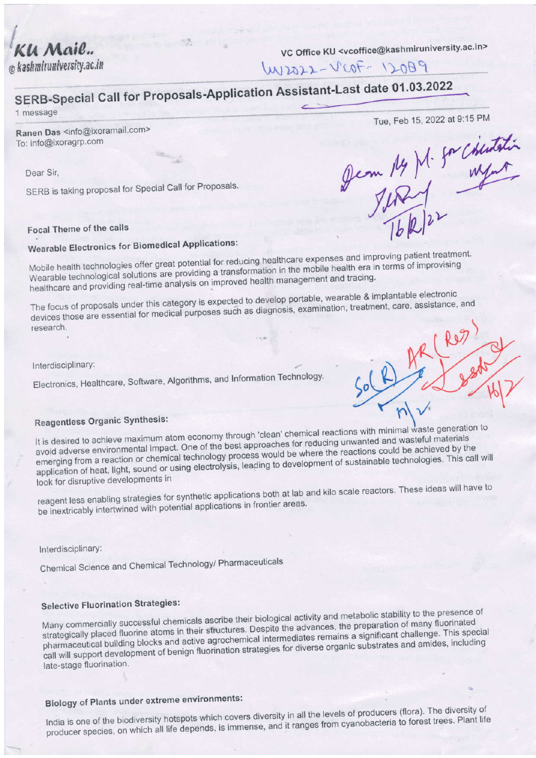KU Mail..
@kashmiruniversity.ac.in

VC Office KU <vcoffice@kashmiruniversity.ac.in>

## SERB-Special Call for Proposals-Application Assistant-Last date 01.03.2022

1 message

Ranen Das <info@ixoramail.com>
To: info@ixoragrp.com

Tue, Feb 15, 2022 at 9:15 PM

Dear Sir,

SERB is taking proposal for Special Call for Proposals.

### Focal Theme of the calls

### Wearable Electronics for Biomedical Applications:

Mobile health technologies offer great potential for reducing healthcare expenses and improving patient treatment. Wearable technological solutions are providing a transformation in the mobile health era in terms of improving healthcare and providing real-time analysis on improved health management and tracing.

The focus of proposals under this category is expected to develop portable, wearable & implantable electronic devices those are essential for medical purposes such as diagnosis, examination, treatment, care, assistance, and research.

Interdisciplinary:

Electronics, Healthcare, Software, Algorithms, and Information Technology.

### Reagentless Organic Synthesis:

It is desired to achieve maximum atom economy through 'clean' chemical reactions with minimal waste generation to avoid adverse environmental impact. One of the best approaches for reducing unwanted and wasteful materials emerging from a reaction or chemical technology process would be where the reactions could be achieved by the application of heat, light, sound or using electrolysis, leading to development of sustainable technologies. This call will look for disruptive developments in

reagent less enabling strategies for synthetic applications both at lab and kilo scale reactors. These ideas will have to be inextricably intertwined with potential applications in frontier areas.

Interdisciplinary:

Chemical Science and Chemical Technology/ Pharmaceuticals

### Selective Fluorination Strategies:

Many commercially successful chemicals ascribe their biological activity and metabolic stability to the presence of strategically placed fluorine atoms in their structures. Despite the advances, the preparation of many fluorinated pharmaceutical building blocks and active agrochemical intermediates remains a significant challenge. This special call will support development of benign fluorination strategies for diverse organic substrates and amides, including late-stage fluorination.

### Biology of Plants under extreme environments:

India is one of the biodiversity hotspots which covers diversity in all the levels of producers (flora). The diversity of producer species, on which all life depends, is immense, and it ranges from cyanobacteria to forest trees. Plant life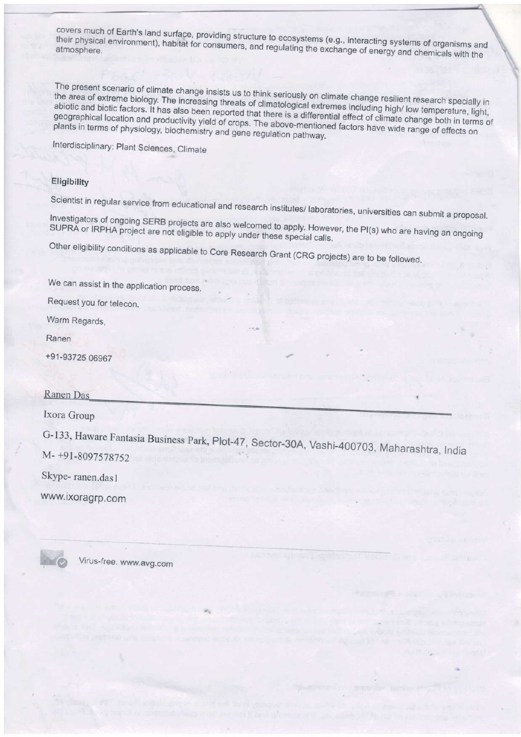covers much of Earth's land surface, providing structure to ecosystems (e.g., interacting systems of organisms and their physical environment), habitat for consumers, and regulating the exchange of energy and chemicals with the atmosphere.

The present scenario of climate change insists us to think seriously on climate change resilient research specially in the area of extreme biology. The increasing threats of climatological extremes including high/ low temperature, light, abiotic and biotic factors. It has also been reported that there is a differential effect of climate change both in terms of geographical location and productivity yield of crops. The above-mentioned factors have wide range of effects on plants in terms of physiology, biochemistry and gene regulation pathway.

Interdisciplinary: Plant Sciences, Climate

**Eligibility**

Scientist in regular service from educational and research institutes/ laboratories, universities can submit a proposal.

Investigators of ongoing SERB projects are also welcomed to apply. However, the PI(s) who are having an ongoing SUPRA or IRPHA project are not eligible to apply under these special calls.

Other eligibility conditions as applicable to Core Research Grant (CRG projects) are to be followed.

We can assist in the application process.

Request you for telecon.

Warm Regards,

Ranen

+91-93725 06967

Ranen Das

Ixora Group

G-133, Haware Fantasia Business Park, Plot-47, Sector-30A, Vashi-400703, Maharashtra, India

M- +91-8097578752

Skype- ranen.das1

www.ixoragrp.com

Virus-free. www.avg.com